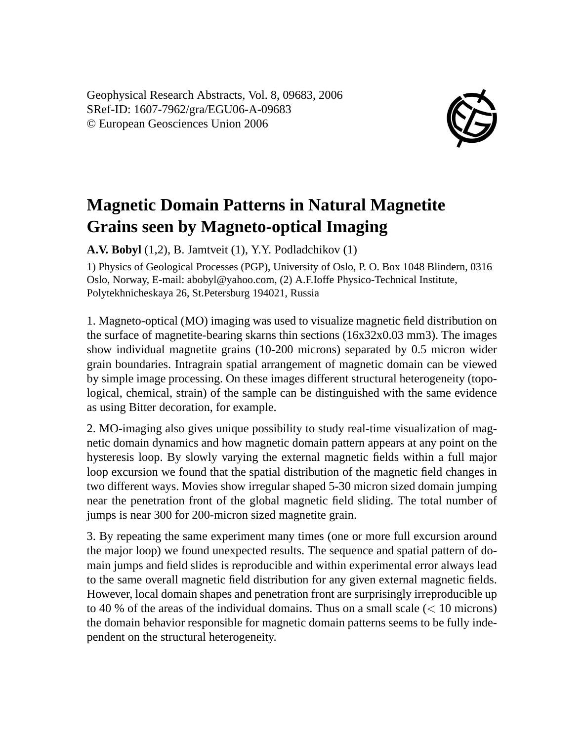Geophysical Research Abstracts, Vol. 8, 09683, 2006
SRef-ID: 1607-7962/gra/EGU06-A-09683
© European Geosciences Union 2006

# Magnetic Domain Patterns in Natural Magnetite Grains seen by Magneto-optical Imaging

**A.V. Bobyl** (1,2), B. Jamtveit (1), Y.Y. Podladchikov (1)

1) Physics of Geological Processes (PGP), University of Oslo, P. O. Box 1048 Blindern, 0316 Oslo, Norway, E-mail: abobyl@yahoo.com, (2) A.F.Ioffe Physico-Technical Institute, Polytekhnicheskaya 26, St.Petersburg 194021, Russia

1. Magneto-optical (MO) imaging was used to visualize magnetic field distribution on the surface of magnetite-bearing skarns thin sections (16x32x0.03 mm3). The images show individual magnetite grains (10-200 microns) separated by 0.5 micron wider grain boundaries. Intragrain spatial arrangement of magnetic domain can be viewed by simple image processing. On these images different structural heterogeneity (topological, chemical, strain) of the sample can be distinguished with the same evidence as using Bitter decoration, for example.

2. MO-imaging also gives unique possibility to study real-time visualization of magnetic domain dynamics and how magnetic domain pattern appears at any point on the hysteresis loop. By slowly varying the external magnetic fields within a full major loop excursion we found that the spatial distribution of the magnetic field changes in two different ways. Movies show irregular shaped 5-30 micron sized domain jumping near the penetration front of the global magnetic field sliding. The total number of jumps is near 300 for 200-micron sized magnetite grain.

3. By repeating the same experiment many times (one or more full excursion around the major loop) we found unexpected results. The sequence and spatial pattern of domain jumps and field slides is reproducible and within experimental error always lead to the same overall magnetic field distribution for any given external magnetic fields. However, local domain shapes and penetration front are surprisingly irreproducible up to 40 % of the areas of the individual domains. Thus on a small scale ($<$ 10 microns) the domain behavior responsible for magnetic domain patterns seems to be fully independent on the structural heterogeneity.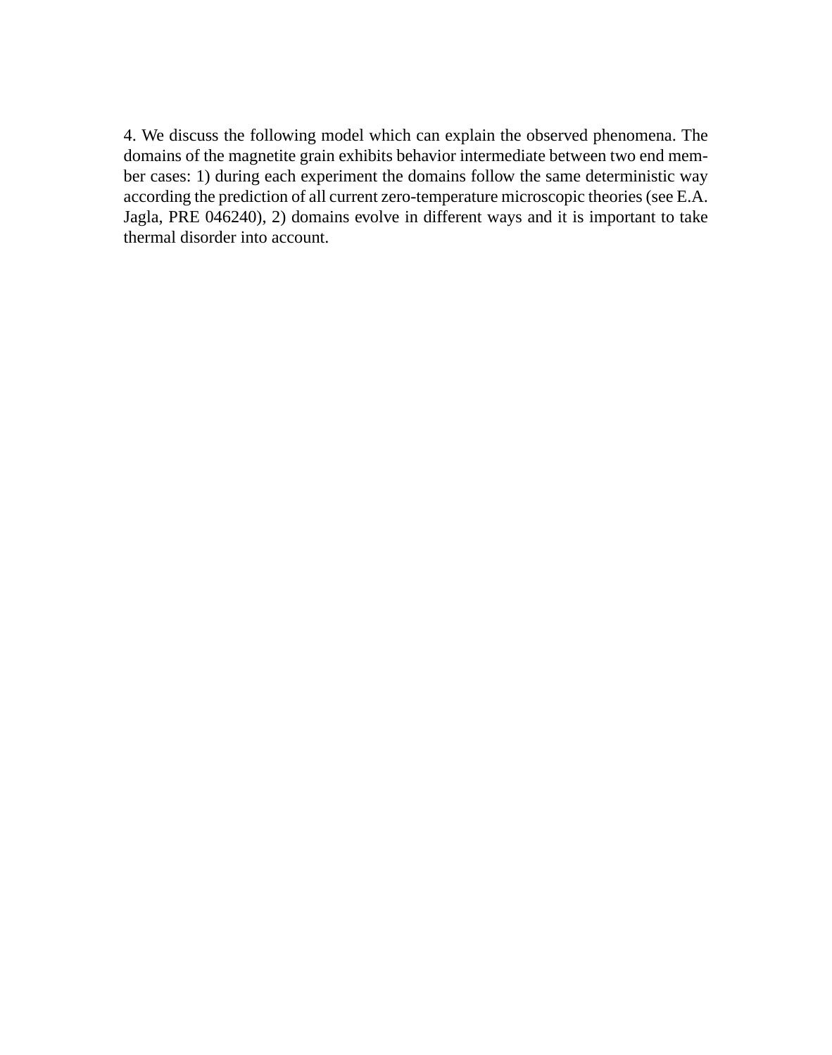4. We discuss the following model which can explain the observed phenomena. The domains of the magnetite grain exhibits behavior intermediate between two end member cases: 1) during each experiment the domains follow the same deterministic way according the prediction of all current zero-temperature microscopic theories (see E.A. Jagla, PRE 046240), 2) domains evolve in different ways and it is important to take thermal disorder into account.